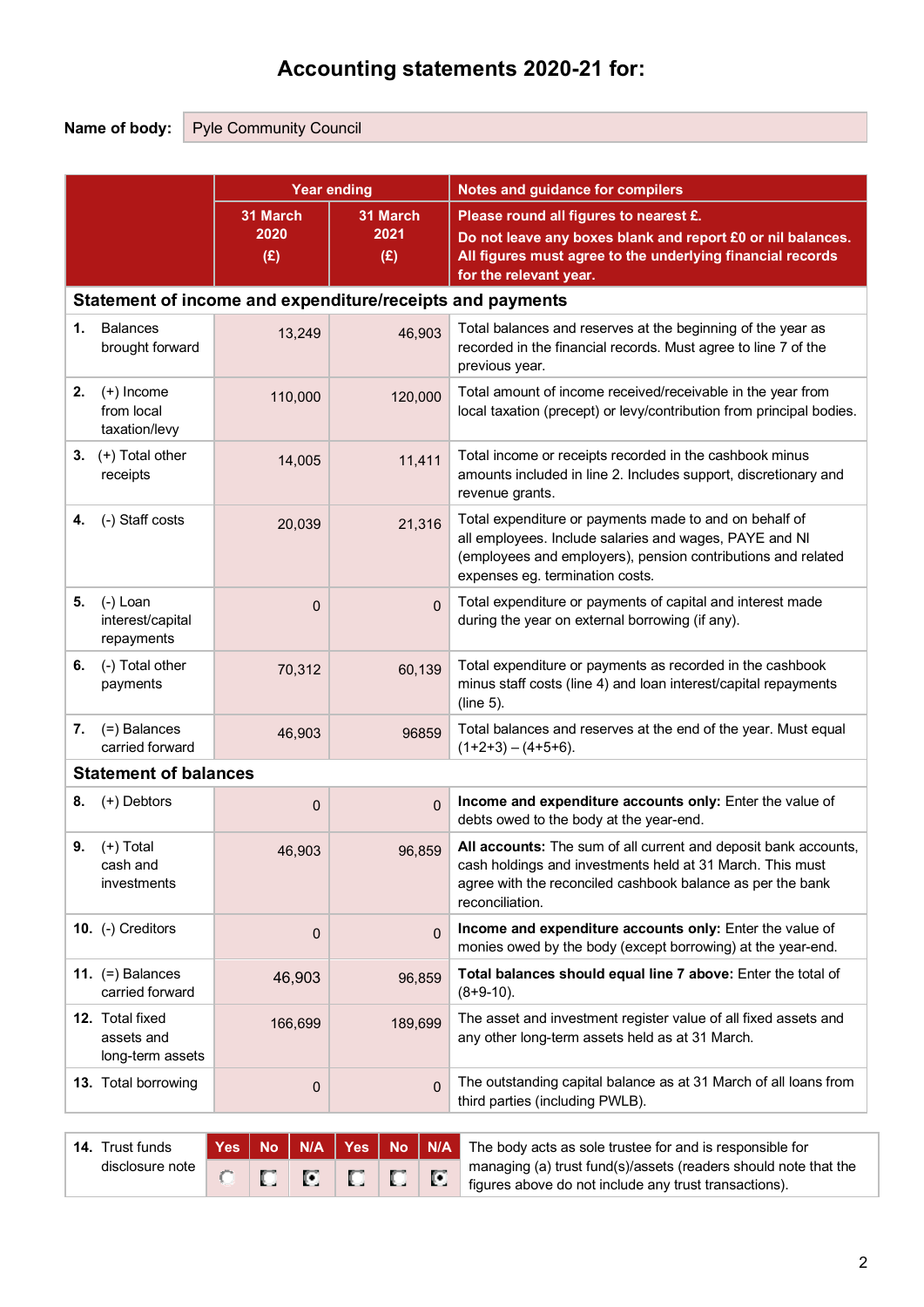# Accounting statements 2020-21 for:

**Name of body:** Pyle Community Council

| | Year ending | | Notes and guidance for compilers |
|---|---|---|---|
| | 31 March 2020 (£) | 31 March 2021 (£) | **Please round all figures to nearest £. Do not leave any boxes blank and report £0 or nil balances. All figures must agree to the underlying financial records for the relevant year.** |
| **Statement of income and expenditure/receipts and payments** | | | |
| 1. Balances brought forward | 13,249 | 46,903 | Total balances and reserves at the beginning of the year as recorded in the financial records. Must agree to line 7 of the previous year. |
| 2. (+) Income from local taxation/levy | 110,000 | 120,000 | Total amount of income received/receivable in the year from local taxation (precept) or levy/contribution from principal bodies. |
| 3. (+) Total other receipts | 14,005 | 11,411 | Total income or receipts recorded in the cashbook minus amounts included in line 2. Includes support, discretionary and revenue grants. |
| 4. (-) Staff costs | 20,039 | 21,316 | Total expenditure or payments made to and on behalf of all employees. Include salaries and wages, PAYE and NI (employees and employers), pension contributions and related expenses eg. termination costs. |
| 5. (-) Loan interest/capital repayments | 0 | 0 | Total expenditure or payments of capital and interest made during the year on external borrowing (if any). |
| 6. (-) Total other payments | 70,312 | 60,139 | Total expenditure or payments as recorded in the cashbook minus staff costs (line 4) and loan interest/capital repayments (line 5). |
| 7. (=) Balances carried forward | 46,903 | 96859 | Total balances and reserves at the end of the year. Must equal (1+2+3) – (4+5+6). |
| **Statement of balances** | | | |
| 8. (+) Debtors | 0 | 0 | **Income and expenditure accounts only:** Enter the value of debts owed to the body at the year-end. |
| 9. (+) Total cash and investments | 46,903 | 96,859 | **All accounts:** The sum of all current and deposit bank accounts, cash holdings and investments held at 31 March. This must agree with the reconciled cashbook balance as per the bank reconciliation. |
| 10. (-) Creditors | 0 | 0 | **Income and expenditure accounts only:** Enter the value of monies owed by the body (except borrowing) at the year-end. |
| 11. (=) Balances carried forward | 46,903 | 96,859 | **Total balances should equal line 7 above:** Enter the total of (8+9-10). |
| 12. Total fixed assets and long-term assets | 166,699 | 189,699 | The asset and investment register value of all fixed assets and any other long-term assets held as at 31 March. |
| 13. Total borrowing | 0 | 0 | The outstanding capital balance as at 31 March of all loans from third parties (including PWLB). |

| | Yes | No | N/A | Yes | No | N/A | |
|---|---|---|---|---|---|---|---|
| 14. Trust funds disclosure note | ☐ | ☐ | ☒ | ☐ | ☐ | ☒ | The body acts as sole trustee for and is responsible for managing (a) trust fund(s)/assets (readers should note that the figures above do not include any trust transactions). |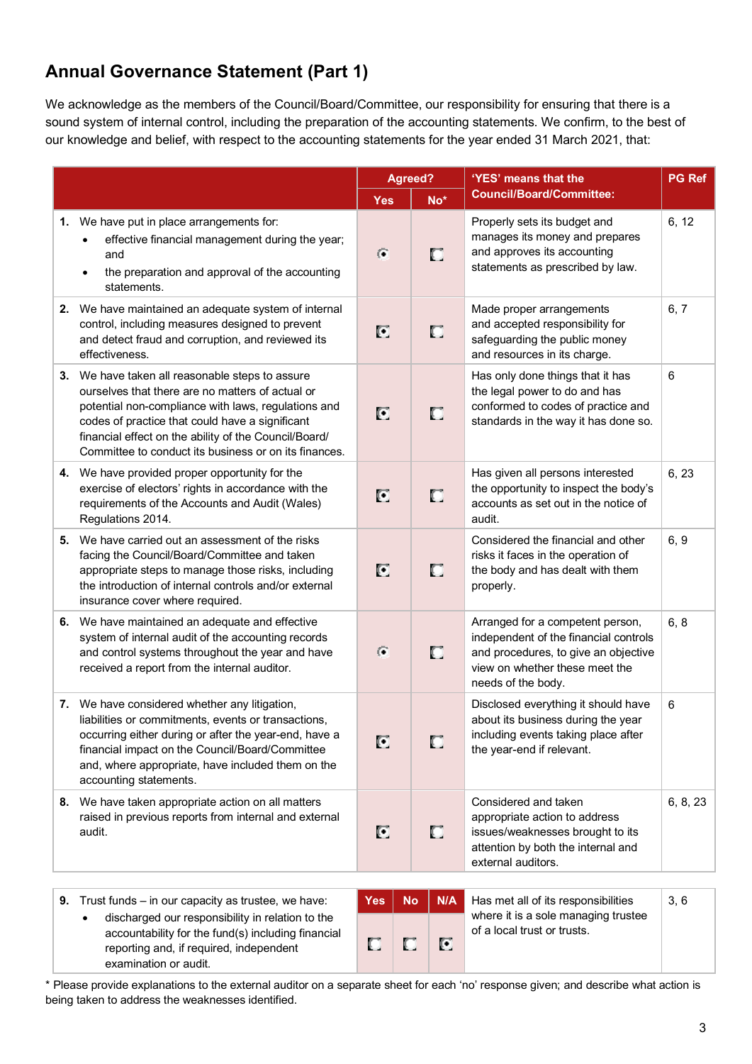# Annual Governance Statement (Part 1)

We acknowledge as the members of the Council/Board/Committee, our responsibility for ensuring that there is a sound system of internal control, including the preparation of the accounting statements. We confirm, to the best of our knowledge and belief, with respect to the accounting statements for the year ended 31 March 2021, that:

| | Agreed? | | 'YES' means that the Council/Board/Committee: | PG Ref |
|---|---|---|---|---|
| | Yes | No* | | |
| **1.** We have put in place arrangements for: <br>• effective financial management during the year; and <br>• the preparation and approval of the accounting statements. | ☒ | ☐ | Properly sets its budget and manages its money and prepares and approves its accounting statements as prescribed by law. | 6, 12 |
| **2.** We have maintained an adequate system of internal control, including measures designed to prevent and detect fraud and corruption, and reviewed its effectiveness. | ☒ | ☐ | Made proper arrangements and accepted responsibility for safeguarding the public money and resources in its charge. | 6, 7 |
| **3.** We have taken all reasonable steps to assure ourselves that there are no matters of actual or potential non-compliance with laws, regulations and codes of practice that could have a significant financial effect on the ability of the Council/Board/ Committee to conduct its business or on its finances. | ☒ | ☐ | Has only done things that it has the legal power to do and has conformed to codes of practice and standards in the way it has done so. | 6 |
| **4.** We have provided proper opportunity for the exercise of electors' rights in accordance with the requirements of the Accounts and Audit (Wales) Regulations 2014. | ☒ | ☐ | Has given all persons interested the opportunity to inspect the body's accounts as set out in the notice of audit. | 6, 23 |
| **5.** We have carried out an assessment of the risks facing the Council/Board/Committee and taken appropriate steps to manage those risks, including the introduction of internal controls and/or external insurance cover where required. | ☒ | ☐ | Considered the financial and other risks it faces in the operation of the body and has dealt with them properly. | 6, 9 |
| **6.** We have maintained an adequate and effective system of internal audit of the accounting records and control systems throughout the year and have received a report from the internal auditor. | ☒ | ☐ | Arranged for a competent person, independent of the financial controls and procedures, to give an objective view on whether these meet the needs of the body. | 6, 8 |
| **7.** We have considered whether any litigation, liabilities or commitments, events or transactions, occurring either during or after the year-end, have a financial impact on the Council/Board/Committee and, where appropriate, have included them on the accounting statements. | ☒ | ☐ | Disclosed everything it should have about its business during the year including events taking place after the year-end if relevant. | 6 |
| **8.** We have taken appropriate action on all matters raised in previous reports from internal and external audit. | ☒ | ☐ | Considered and taken appropriate action to address issues/weaknesses brought to its attention by both the internal and external auditors. | 6, 8, 23 |

| | Yes | No | N/A | | |
|---|---|---|---|---|---|
| **9.** Trust funds – in our capacity as trustee, we have: <br>• discharged our responsibility in relation to the accountability for the fund(s) including financial reporting and, if required, independent examination or audit. | ☐ | ☐ | ☒ | Has met all of its responsibilities where it is a sole managing trustee of a local trust or trusts. | 3, 6 |

* Please provide explanations to the external auditor on a separate sheet for each 'no' response given; and describe what action is being taken to address the weaknesses identified.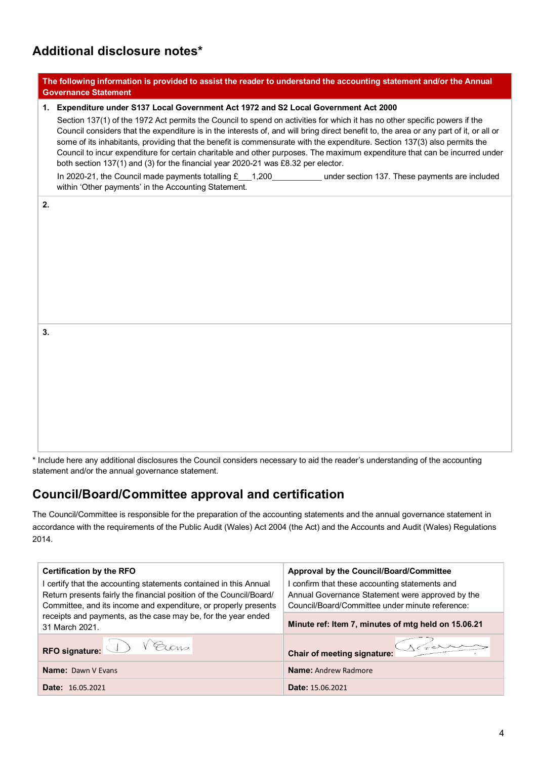## Additional disclosure notes*

| The following information is provided to assist the reader to understand the accounting statement and/or the Annual Governance Statement |
|---|
| **1. Expenditure under S137 Local Government Act 1972 and S2 Local Government Act 2000**<br>Section 137(1) of the 1972 Act permits the Council to spend on activities for which it has no other specific powers if the Council considers that the expenditure is in the interests of, and will bring direct benefit to, the area or any part of it, or all or some of its inhabitants, providing that the benefit is commensurate with the expenditure. Section 137(3) also permits the Council to incur expenditure for certain charitable and other purposes. The maximum expenditure that can be incurred under both section 137(1) and (3) for the financial year 2020-21 was £8.32 per elector.<br>In 2020-21, the Council made payments totalling £___1,200___________ under section 137. These payments are included within 'Other payments' in the Accounting Statement. |
| **2.** |
| **3.** |

* Include here any additional disclosures the Council considers necessary to aid the reader's understanding of the accounting statement and/or the annual governance statement.

## Council/Board/Committee approval and certification

The Council/Committee is responsible for the preparation of the accounting statements and the annual governance statement in accordance with the requirements of the Public Audit (Wales) Act 2004 (the Act) and the Accounts and Audit (Wales) Regulations 2014.

| **Certification by the RFO**<br>I certify that the accounting statements contained in this Annual Return presents fairly the financial position of the Council/Board/ Committee, and its income and expenditure, or properly presents receipts and payments, as the case may be, for the year ended 31 March 2021. | **Approval by the Council/Board/Committee**<br>I confirm that these accounting statements and Annual Governance Statement were approved by the Council/Board/Committee under minute reference:<br>**Minute ref: Item 7, minutes of mtg held on 15.06.21** |
|---|---|
| **RFO signature:** D V Evans | **Chair of meeting signature:** [signature] |
| **Name:** Dawn V Evans | **Name:** Andrew Radmore |
| **Date:** 16.05.2021 | **Date:** 15.06.2021 |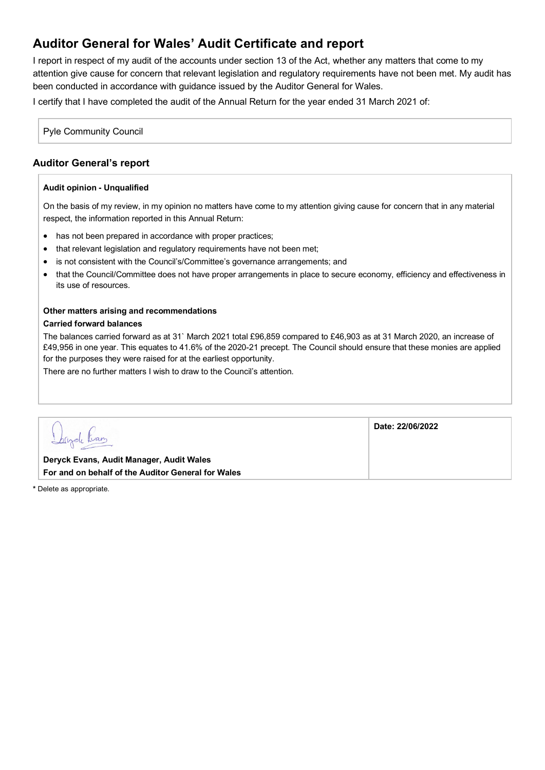## Auditor General for Wales' Audit Certificate and report

I report in respect of my audit of the accounts under section 13 of the Act, whether any matters that come to my attention give cause for concern that relevant legislation and regulatory requirements have not been met. My audit has been conducted in accordance with guidance issued by the Auditor General for Wales.

I certify that I have completed the audit of the Annual Return for the year ended 31 March 2021 of:

Pyle Community Council

### Auditor General's report

**Audit opinion - Unqualified**

On the basis of my review, in my opinion no matters have come to my attention giving cause for concern that in any material respect, the information reported in this Annual Return:

- has not been prepared in accordance with proper practices;
- that relevant legislation and regulatory requirements have not been met;
- is not consistent with the Council's/Committee's governance arrangements; and
- that the Council/Committee does not have proper arrangements in place to secure economy, efficiency and effectiveness in its use of resources.

**Other matters arising and recommendations**

**Carried forward balances**

The balances carried forward as at 31` March 2021 total £96,859 compared to £46,903 as at 31 March 2020, an increase of £49,956 in one year. This equates to 41.6% of the 2020-21 precept. The Council should ensure that these monies are applied for the purposes they were raised for at the earliest opportunity.

There are no further matters I wish to draw to the Council's attention.

| | |
|---|---|
| **Deryck Evans, Audit Manager, Audit Wales**<br>**For and on behalf of the Auditor General for Wales** | **Date: 22/06/2022** |

**\*** Delete as appropriate.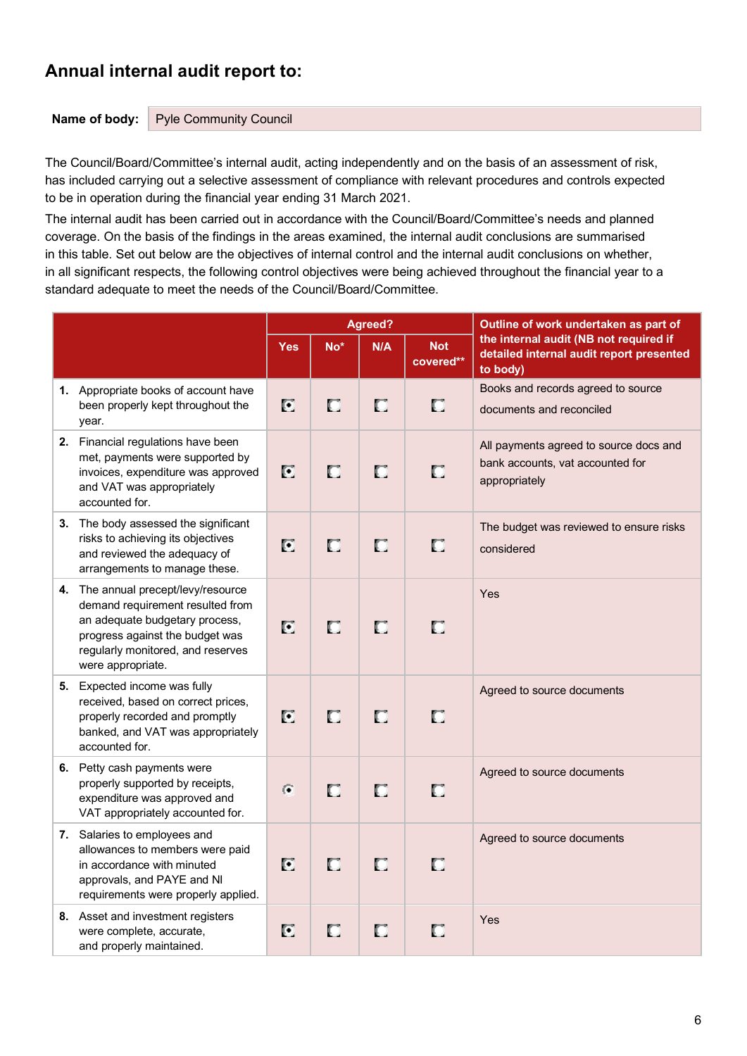## Annual internal audit report to:

**Name of body:** Pyle Community Council

The Council/Board/Committee's internal audit, acting independently and on the basis of an assessment of risk, has included carrying out a selective assessment of compliance with relevant procedures and controls expected to be in operation during the financial year ending 31 March 2021.

The internal audit has been carried out in accordance with the Council/Board/Committee's needs and planned coverage. On the basis of the findings in the areas examined, the internal audit conclusions are summarised in this table. Set out below are the objectives of internal control and the internal audit conclusions on whether, in all significant respects, the following control objectives were being achieved throughout the financial year to a standard adequate to meet the needs of the Council/Board/Committee.

| | Agreed? | | | | Outline of work undertaken as part of the internal audit (NB not required if detailed internal audit report presented to body) |
|---|---|---|---|---|---|
| | Yes | No* | N/A | Not covered** | |
| **1.** Appropriate books of account have been properly kept throughout the year. | ☒ | ☐ | ☐ | ☐ | Books and records agreed to source documents and reconciled |
| **2.** Financial regulations have been met, payments were supported by invoices, expenditure was approved and VAT was appropriately accounted for. | ☒ | ☐ | ☐ | ☐ | All payments agreed to source docs and bank accounts, vat accounted for appropriately |
| **3.** The body assessed the significant risks to achieving its objectives and reviewed the adequacy of arrangements to manage these. | ☒ | ☐ | ☐ | ☐ | The budget was reviewed to ensure risks considered |
| **4.** The annual precept/levy/resource demand requirement resulted from an adequate budgetary process, progress against the budget was regularly monitored, and reserves were appropriate. | ☒ | ☐ | ☐ | ☐ | Yes |
| **5.** Expected income was fully received, based on correct prices, properly recorded and promptly banked, and VAT was appropriately accounted for. | ☒ | ☐ | ☐ | ☐ | Agreed to source documents |
| **6.** Petty cash payments were properly supported by receipts, expenditure was approved and VAT appropriately accounted for. | ☒ | ☐ | ☐ | ☐ | Agreed to source documents |
| **7.** Salaries to employees and allowances to members were paid in accordance with minuted approvals, and PAYE and NI requirements were properly applied. | ☒ | ☐ | ☐ | ☐ | Agreed to source documents |
| **8.** Asset and investment registers were complete, accurate, and properly maintained. | ☒ | ☐ | ☐ | ☐ | Yes |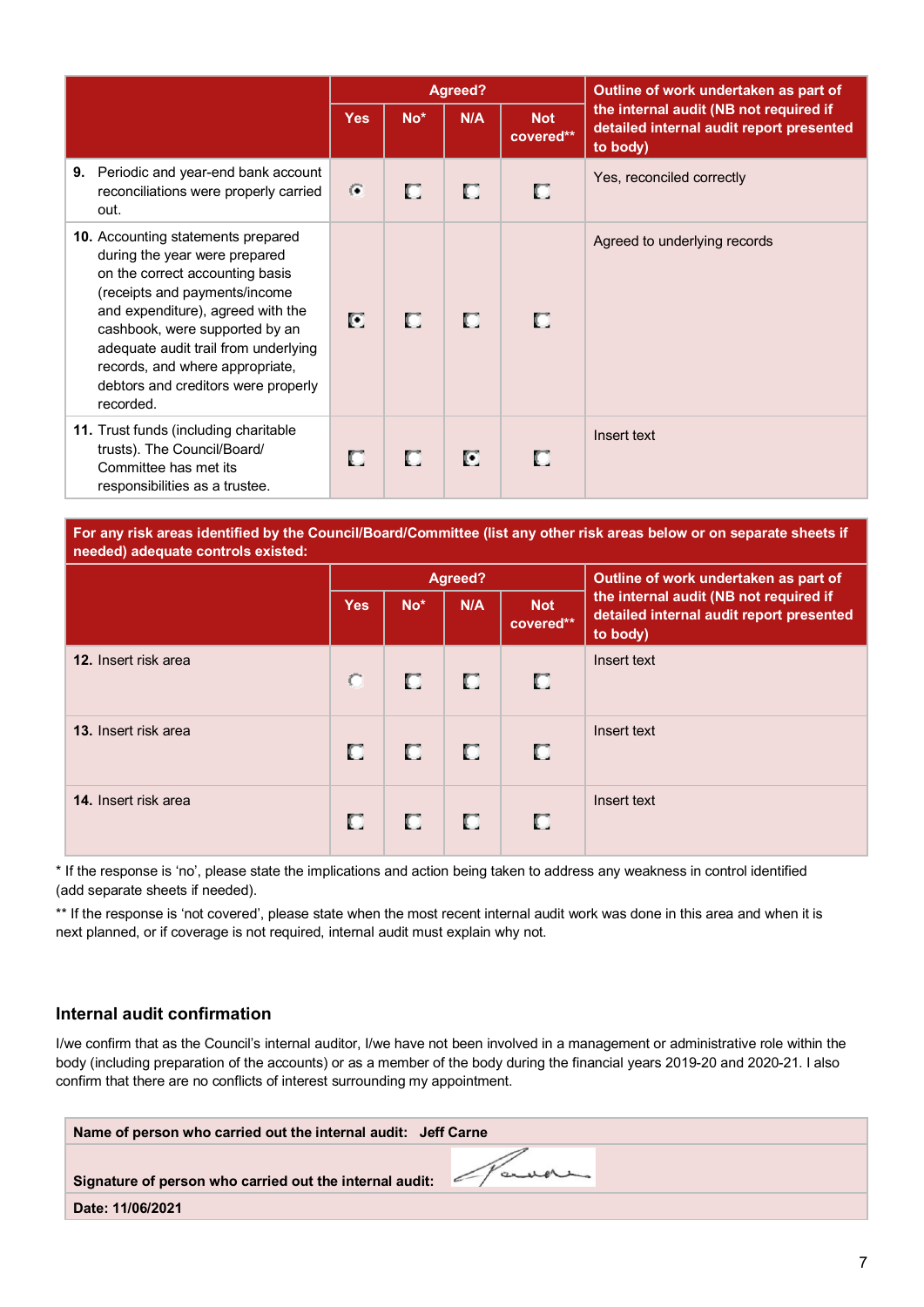| | Agreed? | | | | Outline of work undertaken as part of the internal audit (NB not required if detailed internal audit report presented to body) |
|---|---|---|---|---|---|
| | Yes | No* | N/A | Not covered** | |
| **9.** Periodic and year-end bank account reconciliations were properly carried out. | ☒ | ☐ | ☐ | ☐ | Yes, reconciled correctly |
| **10.** Accounting statements prepared during the year were prepared on the correct accounting basis (receipts and payments/income and expenditure), agreed with the cashbook, were supported by an adequate audit trail from underlying records, and where appropriate, debtors and creditors were properly recorded. | ☒ | ☐ | ☐ | ☐ | Agreed to underlying records |
| **11.** Trust funds (including charitable trusts). The Council/Board/ Committee has met its responsibilities as a trustee. | ☐ | ☐ | ☒ | ☐ | Insert text |

**For any risk areas identified by the Council/Board/Committee (list any other risk areas below or on separate sheets if needed) adequate controls existed:**

| | Agreed? | | | | Outline of work undertaken as part of the internal audit (NB not required if detailed internal audit report presented to body) |
|---|---|---|---|---|---|
| | Yes | No* | N/A | Not covered** | |
| **12.** Insert risk area | ☐ | ☐ | ☐ | ☐ | Insert text |
| **13.** Insert risk area | ☐ | ☐ | ☐ | ☐ | Insert text |
| **14.** Insert risk area | ☐ | ☐ | ☐ | ☐ | Insert text |

* If the response is 'no', please state the implications and action being taken to address any weakness in control identified (add separate sheets if needed).

** If the response is 'not covered', please state when the most recent internal audit work was done in this area and when it is next planned, or if coverage is not required, internal audit must explain why not.

## Internal audit confirmation

I/we confirm that as the Council's internal auditor, I/we have not been involved in a management or administrative role within the body (including preparation of the accounts) or as a member of the body during the financial years 2019-20 and 2020-21. I also confirm that there are no conflicts of interest surrounding my appointment.

| | |
|---|---|
| **Name of person who carried out the internal audit:** | **Jeff Carne** |
| **Signature of person who carried out the internal audit:** | |
| **Date: 11/06/2021** | |